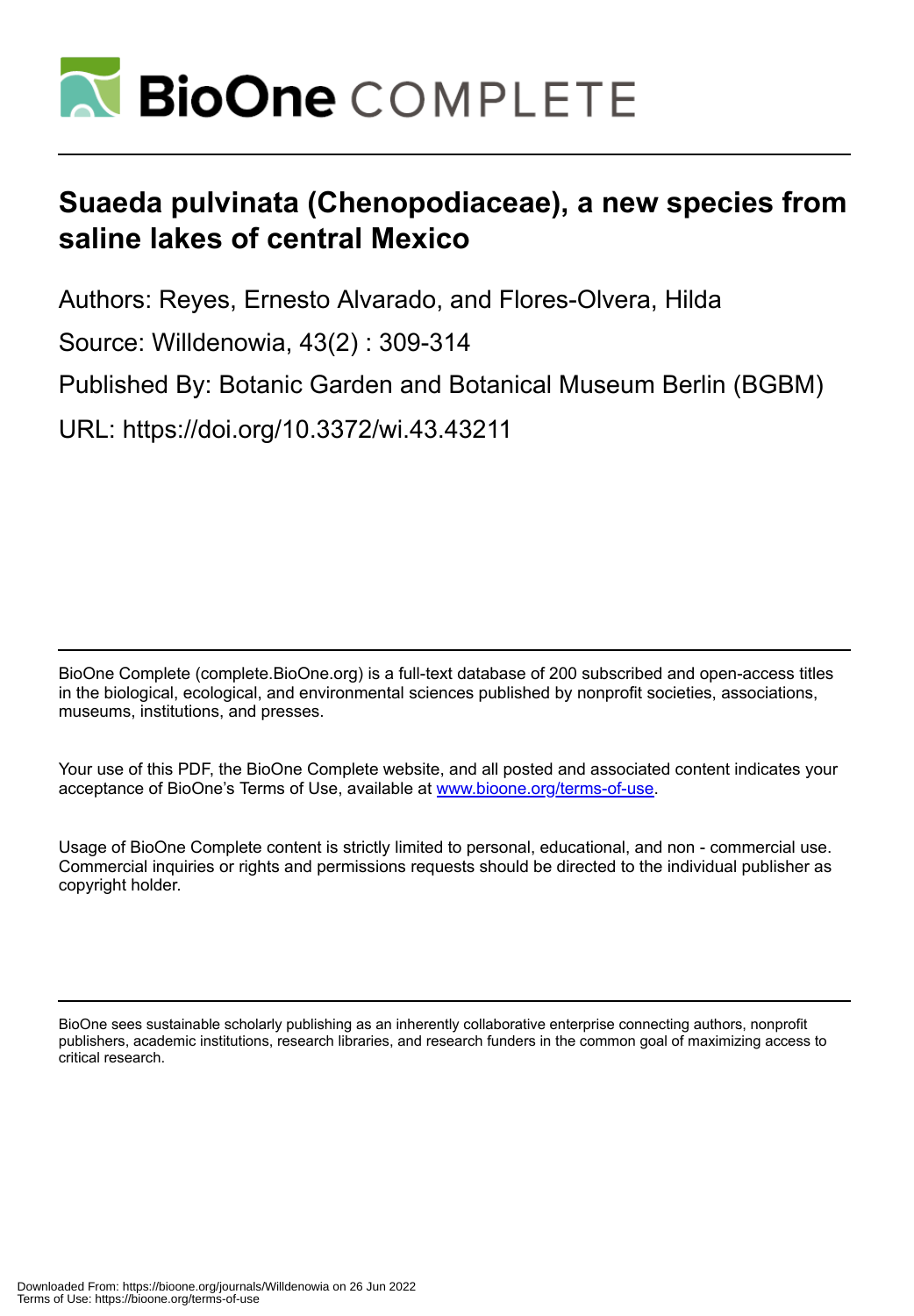# Suaeda pulvinata (Chenopodiaceae), a new species from saline lakes of central Mexico

Authors: Reyes, Ernesto Alvarado, and Flores-Olvera, Hilda

Source: Willdenowia, 43(2) : 309-314

Published By: Botanic Garden and Botanical Museum Berlin (BGBM)

URL: https://doi.org/10.3372/wi.43.43211

---

BioOne Complete (complete.BioOne.org) is a full-text database of 200 subscribed and open-access titles in the biological, ecological, and environmental sciences published by nonprofit societies, associations, museums, institutions, and presses.

Your use of this PDF, the BioOne Complete website, and all posted and associated content indicates your acceptance of BioOne's Terms of Use, available at www.bioone.org/terms-of-use.

Usage of BioOne Complete content is strictly limited to personal, educational, and non - commercial use. Commercial inquiries or rights and permissions requests should be directed to the individual publisher as copyright holder.

---

BioOne sees sustainable scholarly publishing as an inherently collaborative enterprise connecting authors, nonprofit publishers, academic institutions, research libraries, and research funders in the common goal of maximizing access to critical research.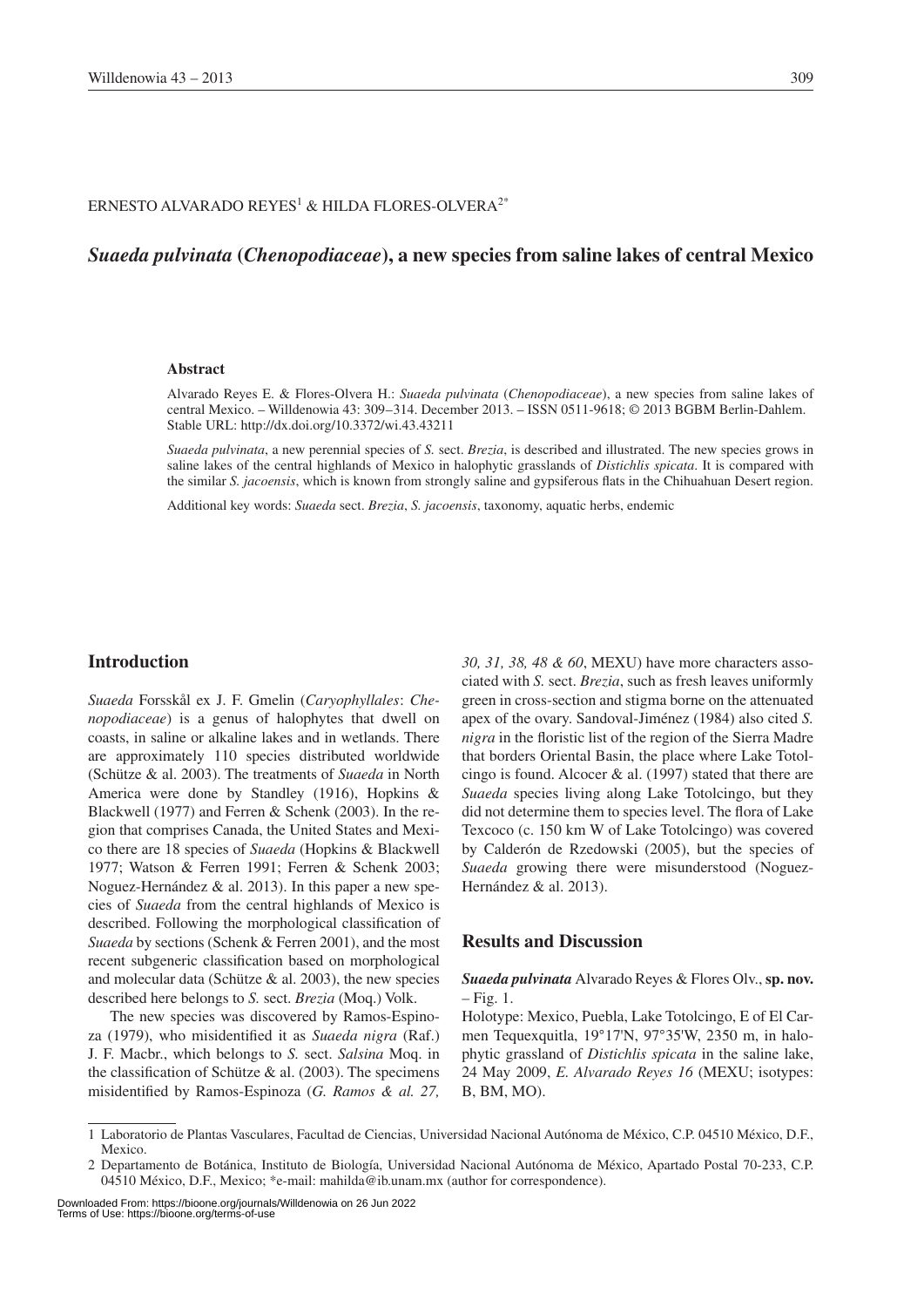ERNESTO ALVARADO REYES[1] & HILDA FLORES-OLVERA[2*]

# *Suaeda pulvinata* (*Chenopodiaceae*), a new species from saline lakes of central Mexico

### Abstract

Alvarado Reyes E. & Flores-Olvera H.: *Suaeda pulvinata* (*Chenopodiaceae*), a new species from saline lakes of central Mexico. – Willdenowia 43: 309–314. December 2013. – ISSN 0511-9618; © 2013 BGBM Berlin-Dahlem. Stable URL: http://dx.doi.org/10.3372/wi.43.43211

*Suaeda pulvinata*, a new perennial species of *S.* sect. *Brezia*, is described and illustrated. The new species grows in saline lakes of the central highlands of Mexico in halophytic grasslands of *Distichlis spicata*. It is compared with the similar *S. jacoensis*, which is known from strongly saline and gypsiferous flats in the Chihuahuan Desert region.

Additional key words: *Suaeda* sect. *Brezia*, *S. jacoensis*, taxonomy, aquatic herbs, endemic

## Introduction

*Suaeda* Forsskål ex J. F. Gmelin (*Caryophyllales*: *Chenopodiaceae*) is a genus of halophytes that dwell on coasts, in saline or alkaline lakes and in wetlands. There are approximately 110 species distributed worldwide (Schütze & al. 2003). The treatments of *Suaeda* in North America were done by Standley (1916), Hopkins & Blackwell (1977) and Ferren & Schenk (2003). In the region that comprises Canada, the United States and Mexico there are 18 species of *Suaeda* (Hopkins & Blackwell 1977; Watson & Ferren 1991; Ferren & Schenk 2003; Noguez-Hernández & al. 2013). In this paper a new species of *Suaeda* from the central highlands of Mexico is described. Following the morphological classification of *Suaeda* by sections (Schenk & Ferren 2001), and the most recent subgeneric classification based on morphological and molecular data (Schütze & al. 2003), the new species described here belongs to *S.* sect. *Brezia* (Moq.) Volk.

The new species was discovered by Ramos-Espinoza (1979), who misidentified it as *Suaeda nigra* (Raf.) J. F. Macbr., which belongs to *S.* sect. *Salsina* Moq. in the classification of Schütze & al. (2003). The specimens misidentified by Ramos-Espinoza (*G. Ramos & al. 27, 30, 31, 38, 48 & 60*, MEXU) have more characters associated with *S.* sect. *Brezia*, such as fresh leaves uniformly green in cross-section and stigma borne on the attenuated apex of the ovary. Sandoval-Jiménez (1984) also cited *S. nigra* in the floristic list of the region of the Sierra Madre that borders Oriental Basin, the place where Lake Totolcingo is found. Alcocer & al. (1997) stated that there are *Suaeda* species living along Lake Totolcingo, but they did not determine them to species level. The flora of Lake Texcoco (c. 150 km W of Lake Totolcingo) was covered by Calderón de Rzedowski (2005), but the species of *Suaeda* growing there were misunderstood (Noguez-Hernández & al. 2013).

## Results and Discussion

***Suaeda pulvinata*** Alvarado Reyes & Flores Olv., **sp. nov.** – Fig. 1.

Holotype: Mexico, Puebla, Lake Totolcingo, E of El Carmen Tequexquitla, 19°17'N, 97°35'W, 2350 m, in halophytic grassland of *Distichlis spicata* in the saline lake, 24 May 2009, *E. Alvarado Reyes 16* (MEXU; isotypes: B, BM, MO).

---

1 Laboratorio de Plantas Vasculares, Facultad de Ciencias, Universidad Nacional Autónoma de México, C.P. 04510 México, D.F., Mexico.

2 Departamento de Botánica, Instituto de Biología, Universidad Nacional Autónoma de México, Apartado Postal 70-233, C.P. 04510 México, D.F., Mexico; *e-mail: mahilda@ib.unam.mx (author for correspondence).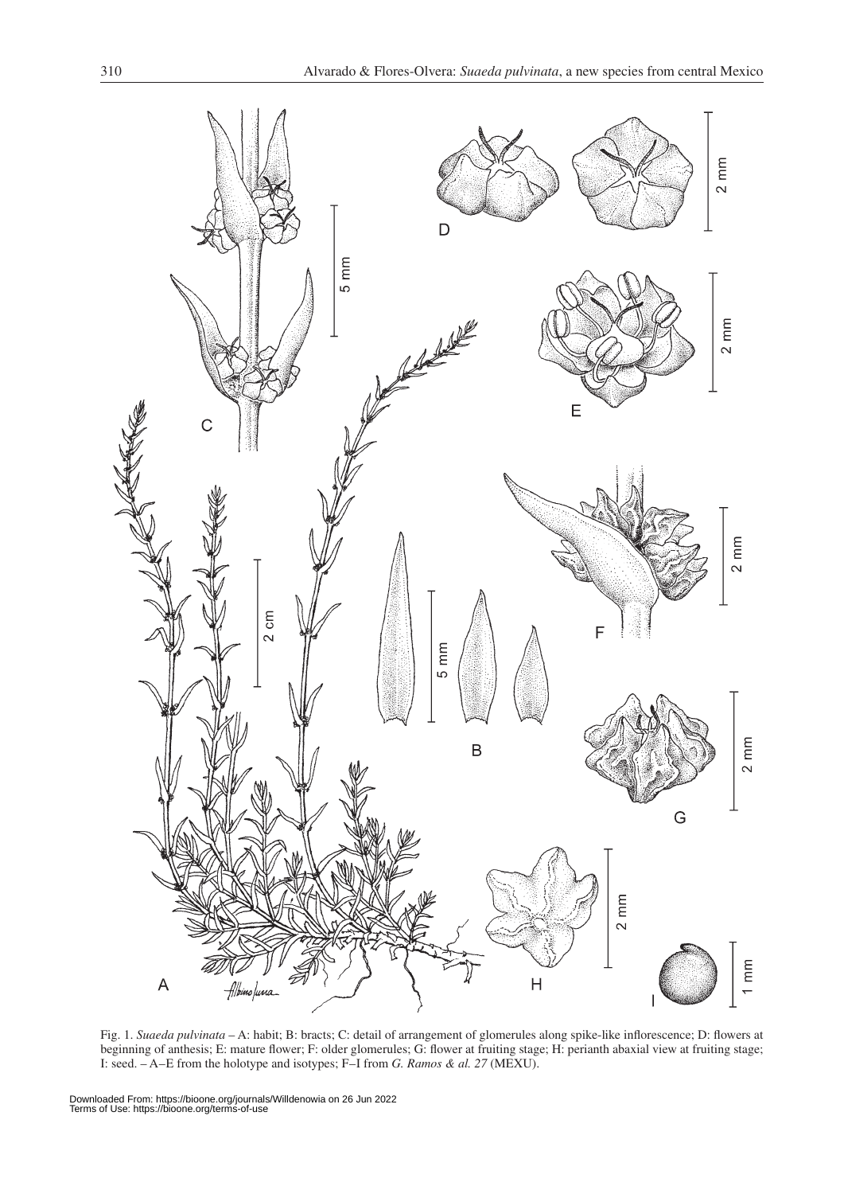Fig. 1. *Suaeda pulvinata* – A: habit; B: bracts; C: detail of arrangement of glomerules along spike-like inflorescence; D: flowers at beginning of anthesis; E: mature flower; F: older glomerules; G: flower at fruiting stage; H: perianth abaxial view at fruiting stage; I: seed. – A–E from the holotype and isotypes; F–I from *G. Ramos & al. 27* (MEXU).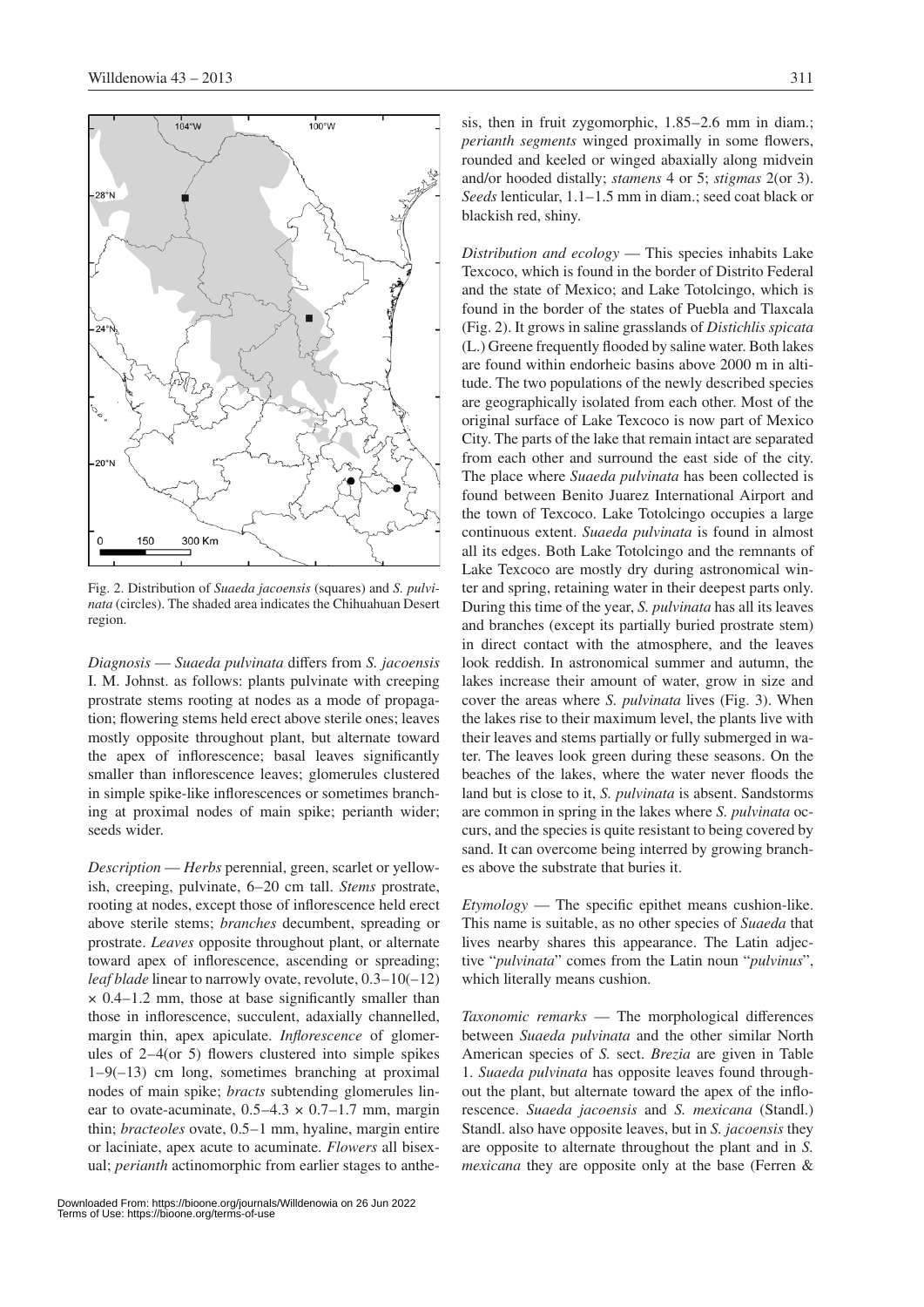Fig. 2. Distribution of *Suaeda jacoensis* (squares) and *S. pulvinata* (circles). The shaded area indicates the Chihuahuan Desert region.

*Diagnosis* — *Suaeda pulvinata* differs from *S. jacoensis* I. M. Johnst. as follows: plants pulvinate with creeping prostrate stems rooting at nodes as a mode of propagation; flowering stems held erect above sterile ones; leaves mostly opposite throughout plant, but alternate toward the apex of inflorescence; basal leaves significantly smaller than inflorescence leaves; glomerules clustered in simple spike-like inflorescences or sometimes branching at proximal nodes of main spike; perianth wider; seeds wider.

*Description* — *Herbs* perennial, green, scarlet or yellowish, creeping, pulvinate, 6–20 cm tall. *Stems* prostrate, rooting at nodes, except those of inflorescence held erect above sterile stems; *branches* decumbent, spreading or prostrate. *Leaves* opposite throughout plant, or alternate toward apex of inflorescence, ascending or spreading; *leaf blade* linear to narrowly ovate, revolute, 0.3–10(–12) × 0.4–1.2 mm, those at base significantly smaller than those in inflorescence, succulent, adaxially channelled, margin thin, apex apiculate. *Inflorescence* of glomerules of 2–4(or 5) flowers clustered into simple spikes 1–9(–13) cm long, sometimes branching at proximal nodes of main spike; *bracts* subtending glomerules linear to ovate-acuminate, 0.5–4.3 × 0.7–1.7 mm, margin thin; *bracteoles* ovate, 0.5–1 mm, hyaline, margin entire or laciniate, apex acute to acuminate. *Flowers* all bisexual; *perianth* actinomorphic from earlier stages to anthesis, then in fruit zygomorphic, 1.85–2.6 mm in diam.; *perianth segments* winged proximally in some flowers, rounded and keeled or winged abaxially along midvein and/or hooded distally; *stamens* 4 or 5; *stigmas* 2(or 3). *Seeds* lenticular, 1.1–1.5 mm in diam.; seed coat black or blackish red, shiny.

*Distribution and ecology* — This species inhabits Lake Texcoco, which is found in the border of Distrito Federal and the state of Mexico; and Lake Totolcingo, which is found in the border of the states of Puebla and Tlaxcala (Fig. 2). It grows in saline grasslands of *Distichlis spicata* (L.) Greene frequently flooded by saline water. Both lakes are found within endorheic basins above 2000 m in altitude. The two populations of the newly described species are geographically isolated from each other. Most of the original surface of Lake Texcoco is now part of Mexico City. The parts of the lake that remain intact are separated from each other and surround the east side of the city. The place where *Suaeda pulvinata* has been collected is found between Benito Juarez International Airport and the town of Texcoco. Lake Totolcingo occupies a large continuous extent. *Suaeda pulvinata* is found in almost all its edges. Both Lake Totolcingo and the remnants of Lake Texcoco are mostly dry during astronomical winter and spring, retaining water in their deepest parts only. During this time of the year, *S. pulvinata* has all its leaves and branches (except its partially buried prostrate stem) in direct contact with the atmosphere, and the leaves look reddish. In astronomical summer and autumn, the lakes increase their amount of water, grow in size and cover the areas where *S. pulvinata* lives (Fig. 3). When the lakes rise to their maximum level, the plants live with their leaves and stems partially or fully submerged in water. The leaves look green during these seasons. On the beaches of the lakes, where the water never floods the land but is close to it, *S. pulvinata* is absent. Sandstorms are common in spring in the lakes where *S. pulvinata* occurs, and the species is quite resistant to being covered by sand. It can overcome being interred by growing branches above the substrate that buries it.

*Etymology* — The specific epithet means cushion-like. This name is suitable, as no other species of *Suaeda* that lives nearby shares this appearance. The Latin adjective "*pulvinata*" comes from the Latin noun "*pulvinus*", which literally means cushion.

*Taxonomic remarks* — The morphological differences between *Suaeda pulvinata* and the other similar North American species of *S.* sect. *Brezia* are given in Table 1. *Suaeda pulvinata* has opposite leaves found throughout the plant, but alternate toward the apex of the inflorescence. *Suaeda jacoensis* and *S. mexicana* (Standl.) Standl. also have opposite leaves, but in *S. jacoensis* they are opposite to alternate throughout the plant and in *S. mexicana* they are opposite only at the base (Ferren &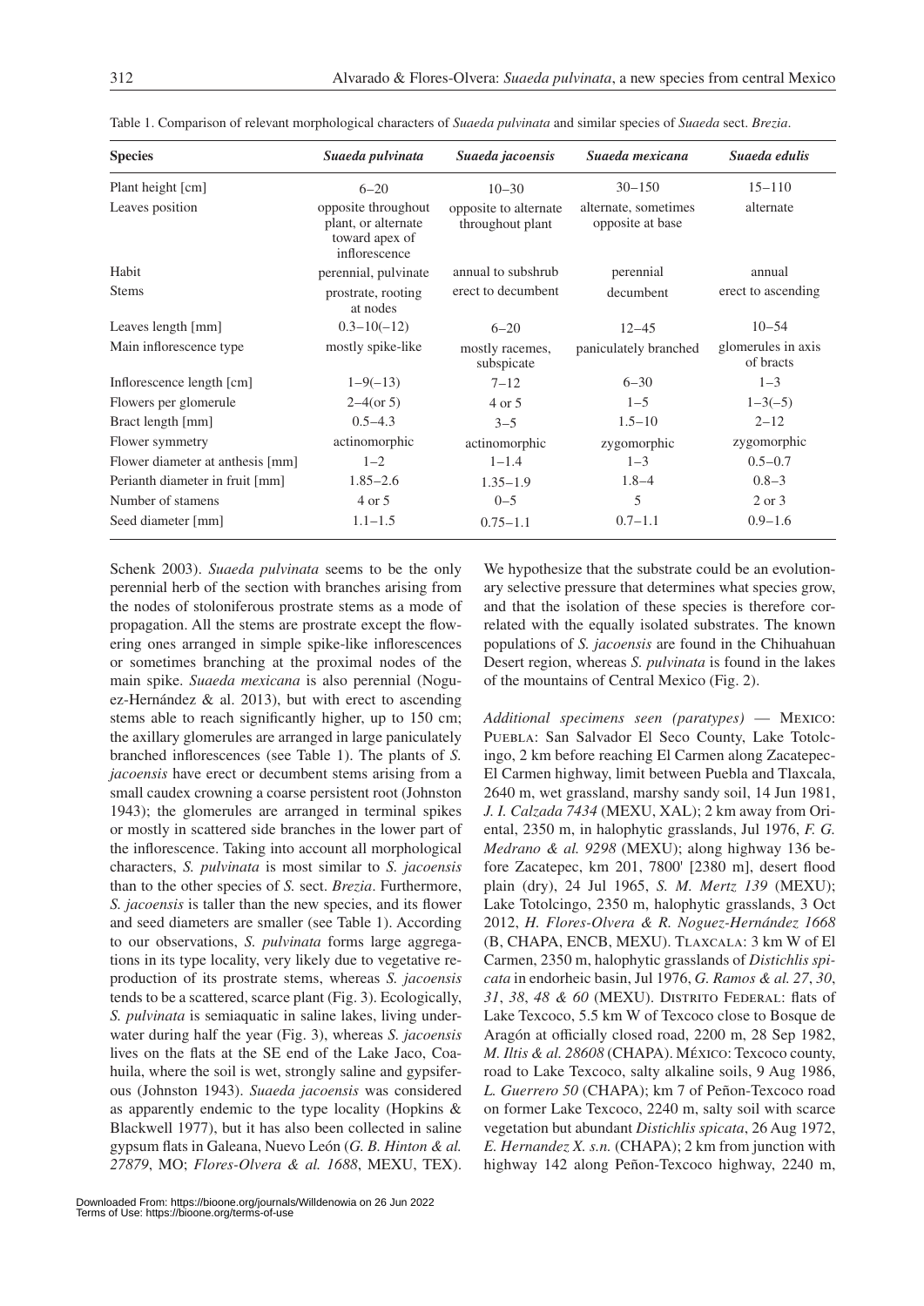Table 1. Comparison of relevant morphological characters of *Suaeda pulvinata* and similar species of *Suaeda* sect. *Brezia*.

| Species | *Suaeda pulvinata* | *Suaeda jacoensis* | *Suaeda mexicana* | *Suaeda edulis* |
|---|---|---|---|---|
| Plant height [cm] | 6–20 | 10–30 | 30–150 | 15–110 |
| Leaves position | opposite throughout plant, or alternate toward apex of inflorescence | opposite to alternate throughout plant | alternate, sometimes opposite at base | alternate |
| Habit | perennial, pulvinate | annual to subshrub | perennial | annual |
| Stems | prostrate, rooting at nodes | erect to decumbent | decumbent | erect to ascending |
| Leaves length [mm] | 0.3–10(–12) | 6–20 | 12–45 | 10–54 |
| Main inflorescence type | mostly spike-like | mostly racemes, subspicate | paniculately branched | glomerules in axis of bracts |
| Inflorescence length [cm] | 1–9(–13) | 7–12 | 6–30 | 1–3 |
| Flowers per glomerule | 2–4(or 5) | 4 or 5 | 1–5 | 1–3(–5) |
| Bract length [mm] | 0.5–4.3 | 3–5 | 1.5–10 | 2–12 |
| Flower symmetry | actinomorphic | actinomorphic | zygomorphic | zygomorphic |
| Flower diameter at anthesis [mm] | 1–2 | 1–1.4 | 1–3 | 0.5–0.7 |
| Perianth diameter in fruit [mm] | 1.85–2.6 | 1.35–1.9 | 1.8–4 | 0.8–3 |
| Number of stamens | 4 or 5 | 0–5 | 5 | 2 or 3 |
| Seed diameter [mm] | 1.1–1.5 | 0.75–1.1 | 0.7–1.1 | 0.9–1.6 |

Schenk 2003). *Suaeda pulvinata* seems to be the only perennial herb of the section with branches arising from the nodes of stoloniferous prostrate stems as a mode of propagation. All the stems are prostrate except the flowering ones arranged in simple spike-like inflorescences or sometimes branching at the proximal nodes of the main spike. *Suaeda mexicana* is also perennial (Noguez-Hernández & al. 2013), but with erect to ascending stems able to reach significantly higher, up to 150 cm; the axillary glomerules are arranged in large paniculately branched inflorescences (see Table 1). The plants of *S. jacoensis* have erect or decumbent stems arising from a small caudex crowning a coarse persistent root (Johnston 1943); the glomerules are arranged in terminal spikes or mostly in scattered side branches in the lower part of the inflorescence. Taking into account all morphological characters, *S. pulvinata* is most similar to *S. jacoensis* than to the other species of *S.* sect. *Brezia*. Furthermore, *S. jacoensis* is taller than the new species, and its flower and seed diameters are smaller (see Table 1). According to our observations, *S. pulvinata* forms large aggregations in its type locality, very likely due to vegetative reproduction of its prostrate stems, whereas *S. jacoensis* tends to be a scattered, scarce plant (Fig. 3). Ecologically, *S. pulvinata* is semiaquatic in saline lakes, living underwater during half the year (Fig. 3), whereas *S. jacoensis* lives on the flats at the SE end of the Lake Jaco, Coahuila, where the soil is wet, strongly saline and gypsiferous (Johnston 1943). *Suaeda jacoensis* was considered as apparently endemic to the type locality (Hopkins & Blackwell 1977), but it has also been collected in saline gypsum flats in Galeana, Nuevo León (*G. B. Hinton & al. 27879*, MO; *Flores-Olvera & al. 1688*, MEXU, TEX). We hypothesize that the substrate could be an evolutionary selective pressure that determines what species grow, and that the isolation of these species is therefore correlated with the equally isolated substrates. The known populations of *S. jacoensis* are found in the Chihuahuan Desert region, whereas *S. pulvinata* is found in the lakes of the mountains of Central Mexico (Fig. 2).

*Additional specimens seen (paratypes)* — Mexico: Puebla: San Salvador El Seco County, Lake Totolcingo, 2 km before reaching El Carmen along Zacatepec-El Carmen highway, limit between Puebla and Tlaxcala, 2640 m, wet grassland, marshy sandy soil, 14 Jun 1981, *J. I. Calzada 7434* (MEXU, XAL); 2 km away from Oriental, 2350 m, in halophytic grasslands, Jul 1976, *F. G. Medrano & al. 9298* (MEXU); along highway 136 before Zacatepec, km 201, 7800' [2380 m], desert flood plain (dry), 24 Jul 1965, *S. M. Mertz 139* (MEXU); Lake Totolcingo, 2350 m, halophytic grasslands, 3 Oct 2012, *H. Flores-Olvera & R. Noguez-Hernández 1668* (B, CHAPA, ENCB, MEXU). Tlaxcala: 3 km W of El Carmen, 2350 m, halophytic grasslands of *Distichlis spicata* in endorheic basin, Jul 1976, *G. Ramos & al. 27*, *30*, *31*, *38*, *48 & 60* (MEXU). Distrito Federal: flats of Lake Texcoco, 5.5 km W of Texcoco close to Bosque de Aragón at officially closed road, 2200 m, 28 Sep 1982, *M. Iltis & al. 28608* (CHAPA). México: Texcoco county, road to Lake Texcoco, salty alkaline soils, 9 Aug 1986, *L. Guerrero 50* (CHAPA); km 7 of Peñon-Texcoco road on former Lake Texcoco, 2240 m, salty soil with scarce vegetation but abundant *Distichlis spicata*, 26 Aug 1972, *E. Hernandez X. s.n.* (CHAPA); 2 km from junction with highway 142 along Peñon-Texcoco highway, 2240 m,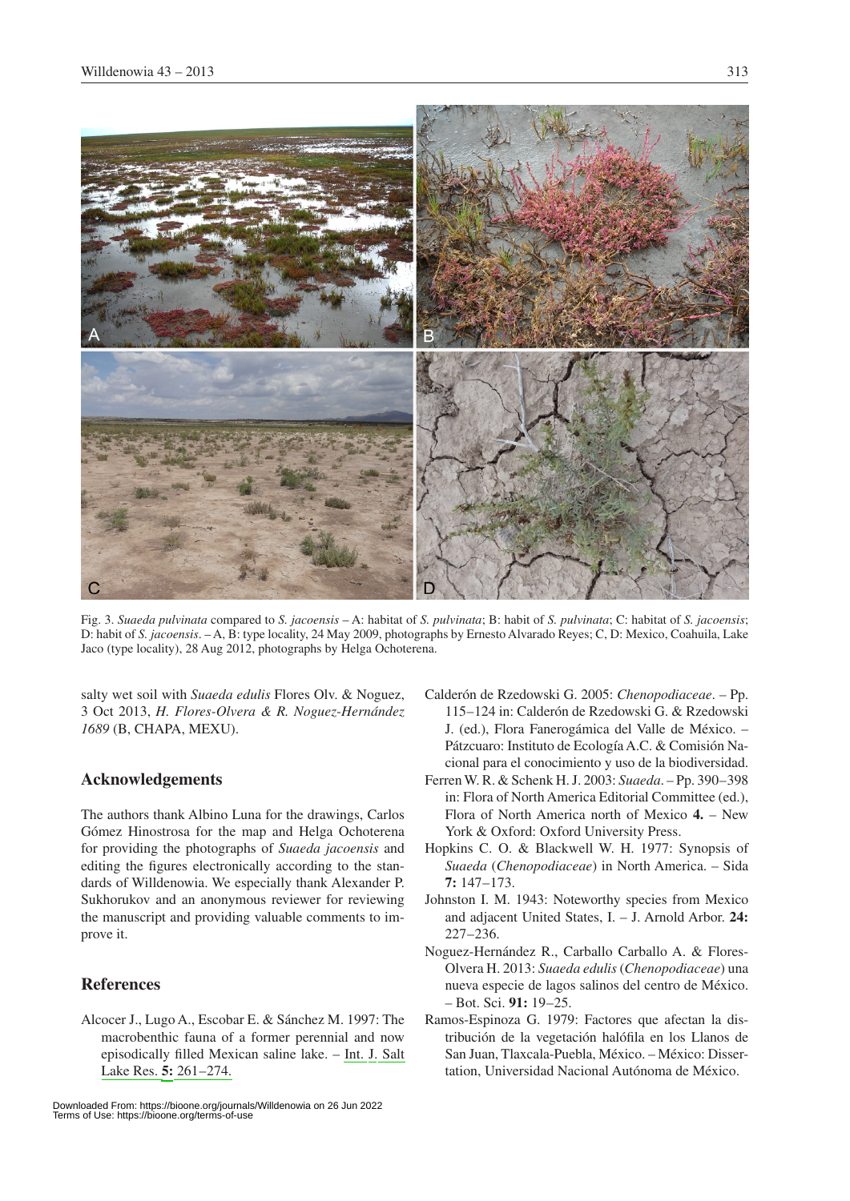Fig. 3. *Suaeda pulvinata* compared to *S. jacoensis* – A: habitat of *S. pulvinata*; B: habit of *S. pulvinata*; C: habitat of *S. jacoensis*; D: habit of *S. jacoensis*. – A, B: type locality, 24 May 2009, photographs by Ernesto Alvarado Reyes; C, D: Mexico, Coahuila, Lake Jaco (type locality), 28 Aug 2012, photographs by Helga Ochoterena.

salty wet soil with *Suaeda edulis* Flores Olv. & Noguez, 3 Oct 2013, *H. Flores-Olvera & R. Noguez-Hernández 1689* (B, CHAPA, MEXU).

## Acknowledgements

The authors thank Albino Luna for the drawings, Carlos Gómez Hinostrosa for the map and Helga Ochoterena for providing the photographs of *Suaeda jacoensis* and editing the figures electronically according to the standards of Willdenowia. We especially thank Alexander P. Sukhorukov and an anonymous reviewer for reviewing the manuscript and providing valuable comments to improve it.

## References

Alcocer J., Lugo A., Escobar E. & Sánchez M. 1997: The macrobenthic fauna of a former perennial and now episodically filled Mexican saline lake. – Int. J. Salt Lake Res. **5:** 261–274.

Calderón de Rzedowski G. 2005: *Chenopodiaceae*. – Pp. 115–124 in: Calderón de Rzedowski G. & Rzedowski J. (ed.), Flora Fanerogámica del Valle de México. – Pátzcuaro: Instituto de Ecología A.C. & Comisión Nacional para el conocimiento y uso de la biodiversidad.

Ferren W. R. & Schenk H. J. 2003: *Suaeda*. – Pp. 390–398 in: Flora of North America Editorial Committee (ed.), Flora of North America north of Mexico **4.** – New York & Oxford: Oxford University Press.

Hopkins C. O. & Blackwell W. H. 1977: Synopsis of *Suaeda* (*Chenopodiaceae*) in North America. – Sida **7:** 147–173.

Johnston I. M. 1943: Noteworthy species from Mexico and adjacent United States, I. – J. Arnold Arbor. **24:** 227–236.

Noguez-Hernández R., Carballo Carballo A. & Flores-Olvera H. 2013: *Suaeda edulis* (*Chenopodiaceae*) una nueva especie de lagos salinos del centro de México. – Bot. Sci. **91:** 19–25.

Ramos-Espinoza G. 1979: Factores que afectan la distribución de la vegetación halófila en los Llanos de San Juan, Tlaxcala-Puebla, México. – México: Dissertation, Universidad Nacional Autónoma de México.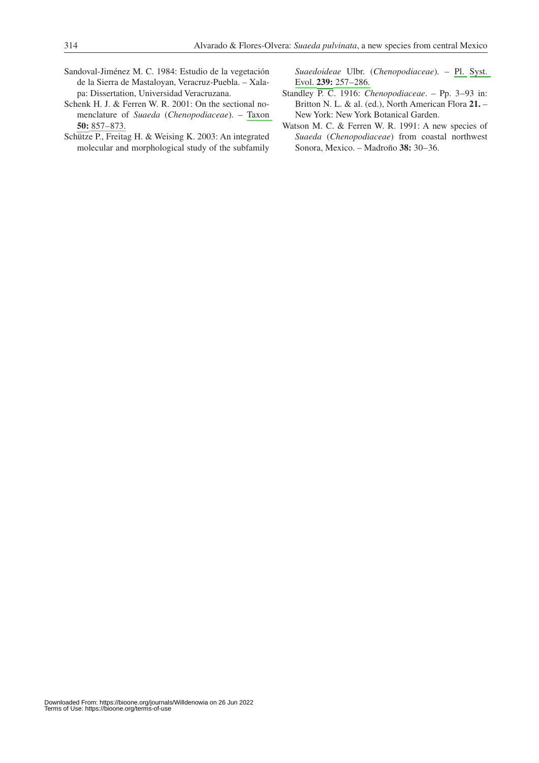Sandoval-Jiménez M. C. 1984: Estudio de la vegetación de la Sierra de Mastaloyan, Veracruz-Puebla. – Xalapa: Dissertation, Universidad Veracruzana.

Schenk H. J. & Ferren W. R. 2001: On the sectional nomenclature of *Suaeda* (*Chenopodiaceae*). – Taxon **50:** 857–873.

Schütze P., Freitag H. & Weising K. 2003: An integrated molecular and morphological study of the subfamily *Suaedoideae* Ulbr. (*Chenopodiaceae*). – Pl. Syst. Evol. **239:** 257–286.

Standley P. C. 1916: *Chenopodiaceae*. – Pp. 3–93 in: Britton N. L. & al. (ed.), North American Flora **21.** – New York: New York Botanical Garden.

Watson M. C. & Ferren W. R. 1991: A new species of *Suaeda* (*Chenopodiaceae*) from coastal northwest Sonora, Mexico. – Madroño **38:** 30–36.